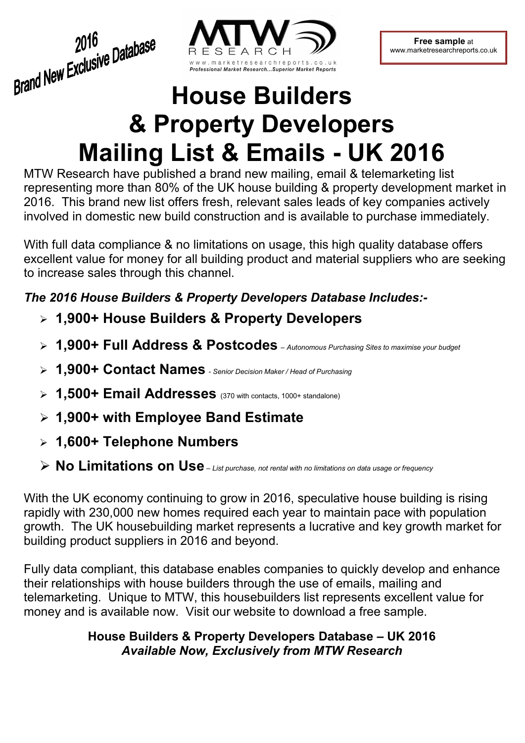2016
Brand New Exclusive Database

MTW RESEARCH
www.marketresearchreports.co.uk
*Professional Market Research...Superior Market Reports*

**Free sample** at
www.marketresearchreports.co.uk

# House Builders & Property Developers Mailing List & Emails - UK 2016

MTW Research have published a brand new mailing, email & telemarketing list representing more than 80% of the UK house building & property development market in 2016. This brand new list offers fresh, relevant sales leads of key companies actively involved in domestic new build construction and is available to purchase immediately.

With full data compliance & no limitations on usage, this high quality database offers excellent value for money for all building product and material suppliers who are seeking to increase sales through this channel.

***The 2016 House Builders & Property Developers Database Includes:-***

- **1,900+ House Builders & Property Developers**
- **1,900+ Full Address & Postcodes** *– Autonomous Purchasing Sites to maximise your budget*
- **1,900+ Contact Names** *- Senior Decision Maker / Head of Purchasing*
- **1,500+ Email Addresses** (370 with contacts, 1000+ standalone)
- **1,900+ with Employee Band Estimate**
- **1,600+ Telephone Numbers**
- **No Limitations on Use** *– List purchase, not rental with no limitations on data usage or frequency*

With the UK economy continuing to grow in 2016, speculative house building is rising rapidly with 230,000 new homes required each year to maintain pace with population growth. The UK housebuilding market represents a lucrative and key growth market for building product suppliers in 2016 and beyond.

Fully data compliant, this database enables companies to quickly develop and enhance their relationships with house builders through the use of emails, mailing and telemarketing. Unique to MTW, this housebuilders list represents excellent value for money and is available now. Visit our website to download a free sample.

**House Builders & Property Developers Database – UK 2016**
***Available Now, Exclusively from MTW Research***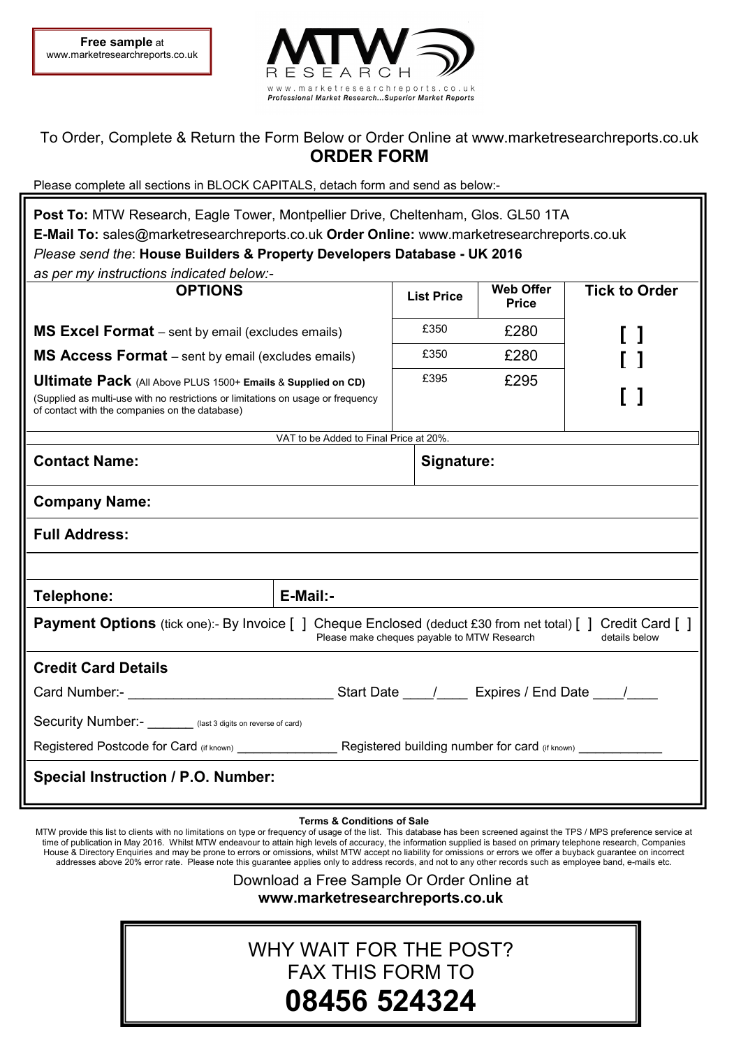**Free sample** at www.marketresearchreports.co.uk

MTW RESEARCH
www.marketresearchreports.co.uk
*Professional Market Research...Superior Market Reports*

To Order, Complete & Return the Form Below or Order Online at www.marketresearchreports.co.uk

## ORDER FORM

Please complete all sections in BLOCK CAPITALS, detach form and send as below:-

**Post To:** MTW Research, Eagle Tower, Montpellier Drive, Cheltenham, Glos. GL50 1TA
**E-Mail To:** sales@marketresearchreports.co.uk **Order Online:** www.marketresearchreports.co.uk
*Please send the*: **House Builders & Property Developers Database - UK 2016**
*as per my instructions indicated below:-*

| OPTIONS | List Price | Web Offer Price | Tick to Order |
|---|---|---|---|
| **MS Excel Format** – sent by email (excludes emails) | £350 | £280 | [ ] |
| **MS Access Format** – sent by email (excludes emails) | £350 | £280 | [ ] |
| **Ultimate Pack** (All Above PLUS 1500+ **Emails** & **Supplied on CD**) (Supplied as multi-use with no restrictions or limitations on usage or frequency of contact with the companies on the database) | £395 | £295 | [ ] |

VAT to be Added to Final Price at 20%.

**Contact Name:** **Signature:**

**Company Name:**

**Full Address:**

**Telephone:** **E-Mail:-**

**Payment Options** (tick one):- By Invoice [ ] Cheque Enclosed (deduct £30 from net total) [ ] Credit Card [ ]
Please make cheques payable to MTW Research — details below

**Credit Card Details**

Card Number:- ___________________________ Start Date ____/____ Expires / End Date ____/____

Security Number:- _______ (last 3 digits on reverse of card)

Registered Postcode for Card (if known) ______________ Registered building number for card (if known) ___________

**Special Instruction / P.O. Number:**

**Terms & Conditions of Sale**

MTW provide this list to clients with no limitations on type or frequency of usage of the list. This database has been screened against the TPS / MPS preference service at time of publication in May 2016. Whilst MTW endeavour to attain high levels of accuracy, the information supplied is based on primary telephone research, Companies House & Directory Enquiries and may be prone to errors or omissions, whilst MTW accept no liability for omissions or errors we offer a buyback guarantee on incorrect addresses above 20% error rate. Please note this guarantee applies only to address records, and not to any other records such as employee band, e-mails etc.

Download a Free Sample Or Order Online at
**www.marketresearchreports.co.uk**

WHY WAIT FOR THE POST?
FAX THIS FORM TO
**08456 524324**